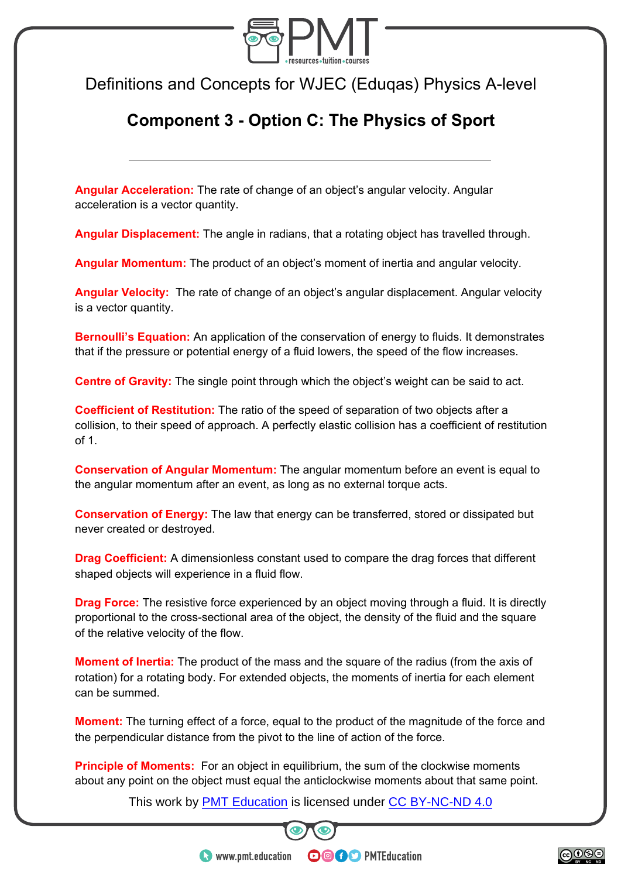Definitions and Concepts for WJEC (Eduqas) Physics A-level

## Component 3 - Option C: The Physics of Sport

**Angular Acceleration:** The rate of change of an object's angular velocity. Angular acceleration is a vector quantity.

**Angular Displacement:** The angle in radians, that a rotating object has travelled through.

**Angular Momentum:** The product of an object's moment of inertia and angular velocity.

**Angular Velocity:** The rate of change of an object's angular displacement. Angular velocity is a vector quantity.

**Bernoulli's Equation:** An application of the conservation of energy to fluids. It demonstrates that if the pressure or potential energy of a fluid lowers, the speed of the flow increases.

**Centre of Gravity:** The single point through which the object's weight can be said to act.

**Coefficient of Restitution:** The ratio of the speed of separation of two objects after a collision, to their speed of approach. A perfectly elastic collision has a coefficient of restitution of 1.

**Conservation of Angular Momentum:** The angular momentum before an event is equal to the angular momentum after an event, as long as no external torque acts.

**Conservation of Energy:** The law that energy can be transferred, stored or dissipated but never created or destroyed.

**Drag Coefficient:** A dimensionless constant used to compare the drag forces that different shaped objects will experience in a fluid flow.

**Drag Force:** The resistive force experienced by an object moving through a fluid. It is directly proportional to the cross-sectional area of the object, the density of the fluid and the square of the relative velocity of the flow.

**Moment of Inertia:** The product of the mass and the square of the radius (from the axis of rotation) for a rotating body. For extended objects, the moments of inertia for each element can be summed.

**Moment:** The turning effect of a force, equal to the product of the magnitude of the force and the perpendicular distance from the pivot to the line of action of the force.

**Principle of Moments:** For an object in equilibrium, the sum of the clockwise moments about any point on the object must equal the anticlockwise moments about that same point.

This work by PMT Education is licensed under CC BY-NC-ND 4.0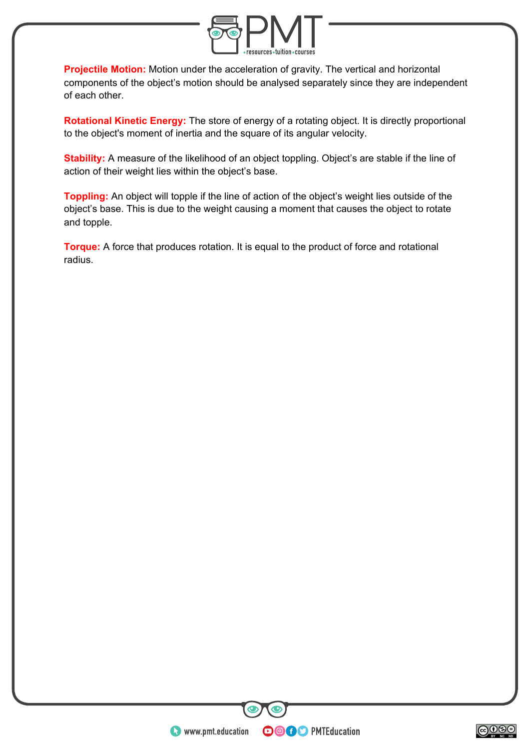**Projectile Motion:** Motion under the acceleration of gravity. The vertical and horizontal components of the object's motion should be analysed separately since they are independent of each other.

**Rotational Kinetic Energy:** The store of energy of a rotating object. It is directly proportional to the object's moment of inertia and the square of its angular velocity.

**Stability:** A measure of the likelihood of an object toppling. Object's are stable if the line of action of their weight lies within the object's base.

**Toppling:** An object will topple if the line of action of the object's weight lies outside of the object's base. This is due to the weight causing a moment that causes the object to rotate and topple.

**Torque:** A force that produces rotation. It is equal to the product of force and rotational radius.